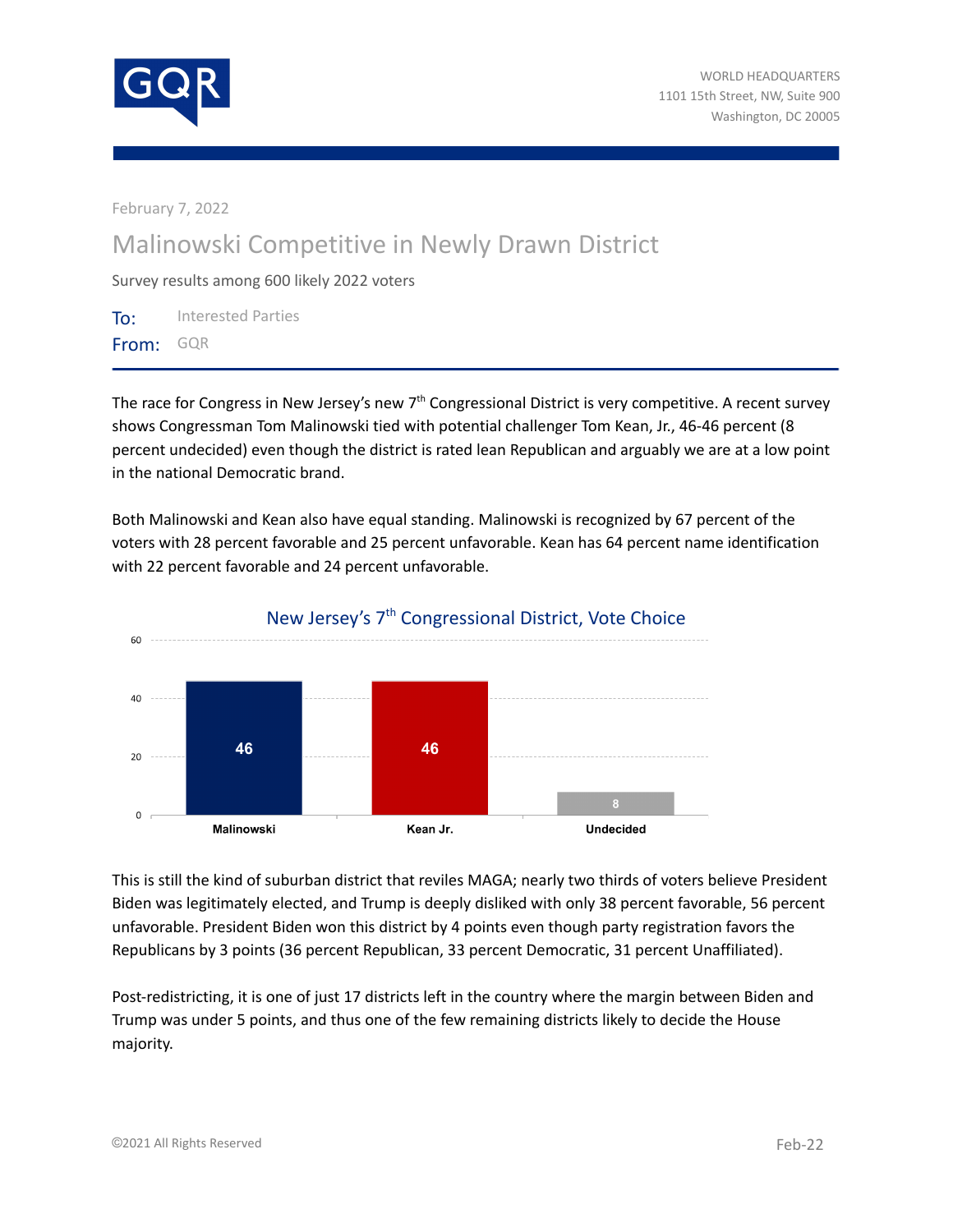WORLD HEADQUARTERS
1101 15th Street, NW, Suite 900
Washington, DC 20005

February 7, 2022

# Malinowski Competitive in Newly Drawn District

Survey results among 600 likely 2022 voters

**To:** Interested Parties
**From:** GQR

The race for Congress in New Jersey's new 7th Congressional District is very competitive. A recent survey shows Congressman Tom Malinowski tied with potential challenger Tom Kean, Jr., 46-46 percent (8 percent undecided) even though the district is rated lean Republican and arguably we are at a low point in the national Democratic brand.

Both Malinowski and Kean also have equal standing. Malinowski is recognized by 67 percent of the voters with 28 percent favorable and 25 percent unfavorable. Kean has 64 percent name identification with 22 percent favorable and 24 percent unfavorable.

**New Jersey's 7th Congressional District, Vote Choice**

| Malinowski | Kean Jr. | Undecided |
|---|---|---|
| 46 | 46 | 8 |

This is still the kind of suburban district that reviles MAGA; nearly two thirds of voters believe President Biden was legitimately elected, and Trump is deeply disliked with only 38 percent favorable, 56 percent unfavorable. President Biden won this district by 4 points even though party registration favors the Republicans by 3 points (36 percent Republican, 33 percent Democratic, 31 percent Unaffiliated).

Post-redistricting, it is one of just 17 districts left in the country where the margin between Biden and Trump was under 5 points, and thus one of the few remaining districts likely to decide the House majority.

©2021 All Rights Reserved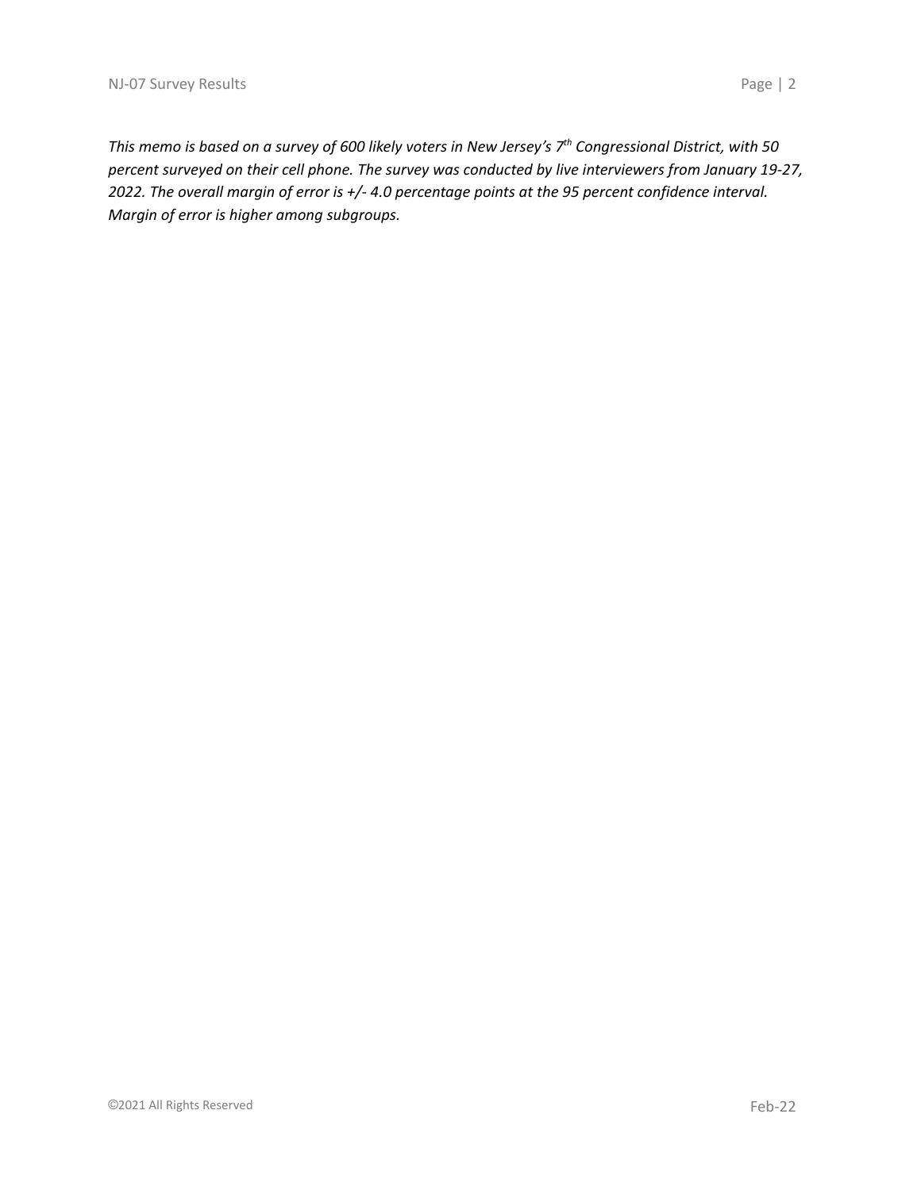*This memo is based on a survey of 600 likely voters in New Jersey's 7[th] Congressional District, with 50 percent surveyed on their cell phone. The survey was conducted by live interviewers from January 19-27, 2022. The overall margin of error is +/- 4.0 percentage points at the 95 percent confidence interval. Margin of error is higher among subgroups.*